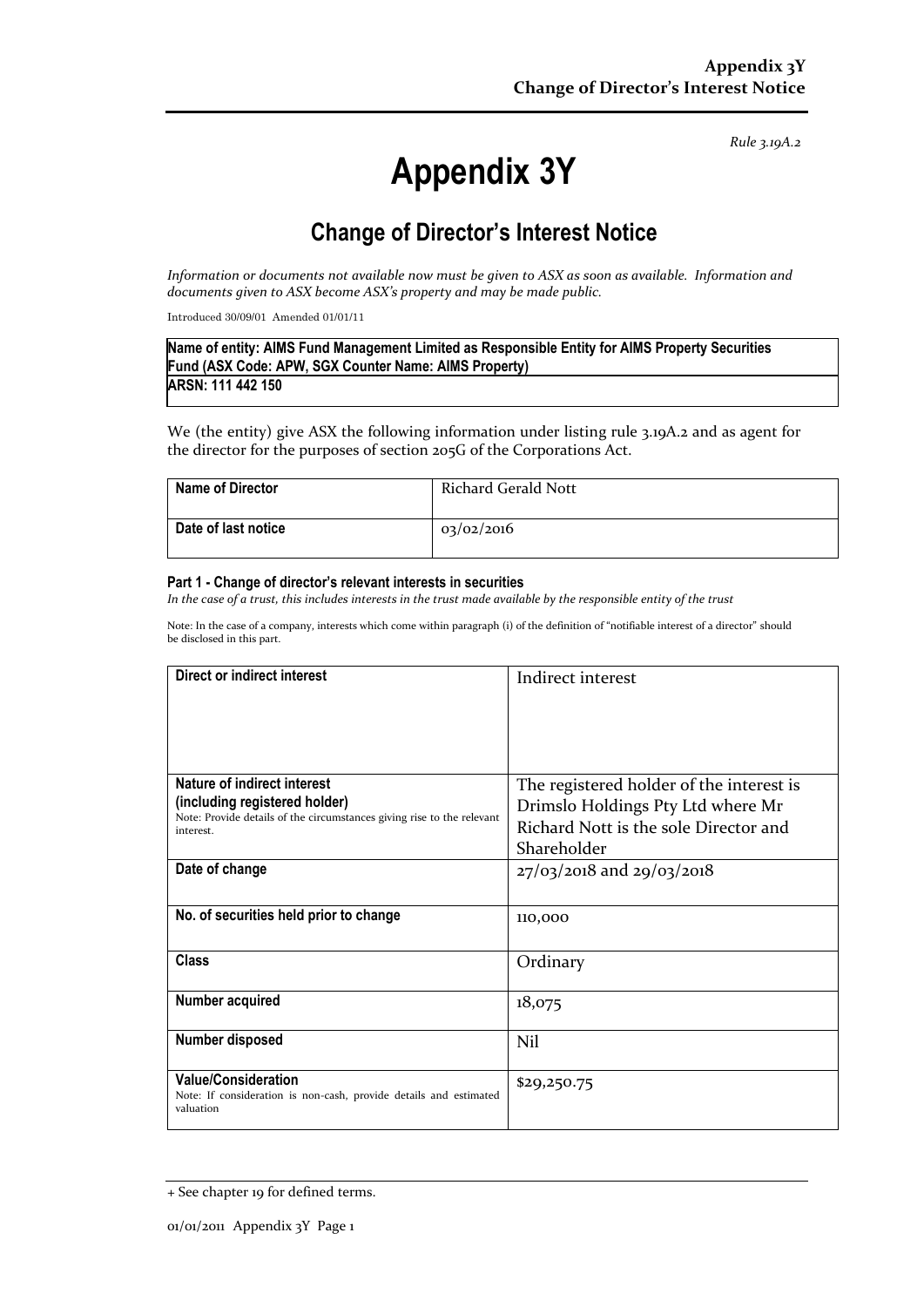*Rule 3.19A.2*

# Appendix 3Y

## Change of Director's Interest Notice

*Information or documents not available now must be given to ASX as soon as available. Information and documents given to ASX become ASX's property and may be made public.*

Introduced 30/09/01 Amended 01/01/11

| Name of entity: AIMS Fund Management Limited as Responsible Entity for AIMS Property Securities Fund (ASX Code: APW, SGX Counter Name: AIMS Property) |
|---|
| ARSN: 111 442 150 |

We (the entity) give ASX the following information under listing rule 3.19A.2 and as agent for the director for the purposes of section 205G of the Corporations Act.

| Name of Director | Richard Gerald Nott |
|---|---|
| Date of last notice | 03/02/2016 |

#### Part 1 - Change of director's relevant interests in securities

*In the case of a trust, this includes interests in the trust made available by the responsible entity of the trust*

Note: In the case of a company, interests which come within paragraph (i) of the definition of "notifiable interest of a director" should be disclosed in this part.

| Direct or indirect interest | Indirect interest |
|---|---|
| **Nature of indirect interest (including registered holder)**<br>Note: Provide details of the circumstances giving rise to the relevant interest. | The registered holder of the interest is Drimslo Holdings Pty Ltd where Mr Richard Nott is the sole Director and Shareholder |
| **Date of change** | 27/03/2018 and 29/03/2018 |
| **No. of securities held prior to change** | 110,000 |
| **Class** | Ordinary |
| **Number acquired** | 18,075 |
| **Number disposed** | Nil |
| **Value/Consideration**<br>Note: If consideration is non-cash, provide details and estimated valuation | $29,250.75 |

+ See chapter 19 for defined terms.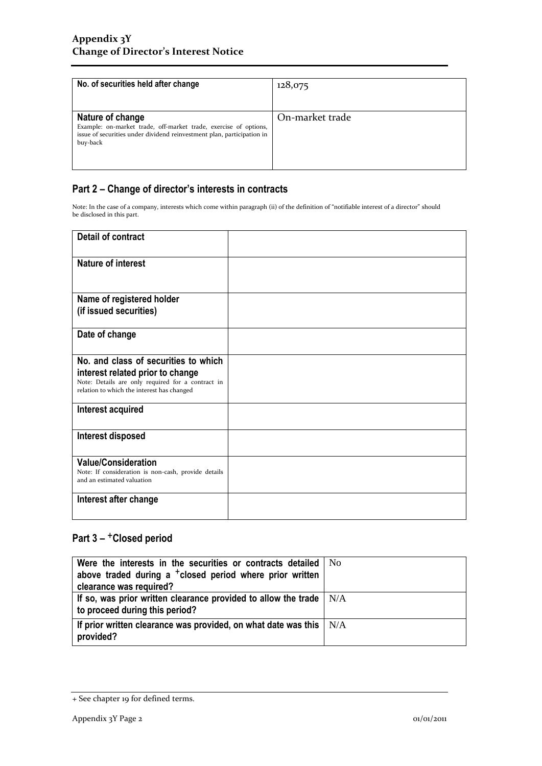| | |
|---|---|
| **No. of securities held after change** | 128,075 |
| **Nature of change**<br>Example: on-market trade, off-market trade, exercise of options, issue of securities under dividend reinvestment plan, participation in buy-back | On-market trade |

## Part 2 – Change of director's interests in contracts

Note: In the case of a company, interests which come within paragraph (ii) of the definition of "notifiable interest of a director" should be disclosed in this part.

| | |
|---|---|
| **Detail of contract** | |
| **Nature of interest** | |
| **Name of registered holder (if issued securities)** | |
| **Date of change** | |
| **No. and class of securities to which interest related prior to change**<br>Note: Details are only required for a contract in relation to which the interest has changed | |
| **Interest acquired** | |
| **Interest disposed** | |
| **Value/Consideration**<br>Note: If consideration is non-cash, provide details and an estimated valuation | |
| **Interest after change** | |

## Part 3 – +Closed period

| | |
|---|---|
| **Were the interests in the securities or contracts detailed above traded during a +closed period where prior written clearance was required?** | No |
| **If so, was prior written clearance provided to allow the trade to proceed during this period?** | N/A |
| **If prior written clearance was provided, on what date was this provided?** | N/A |

+ See chapter 19 for defined terms.